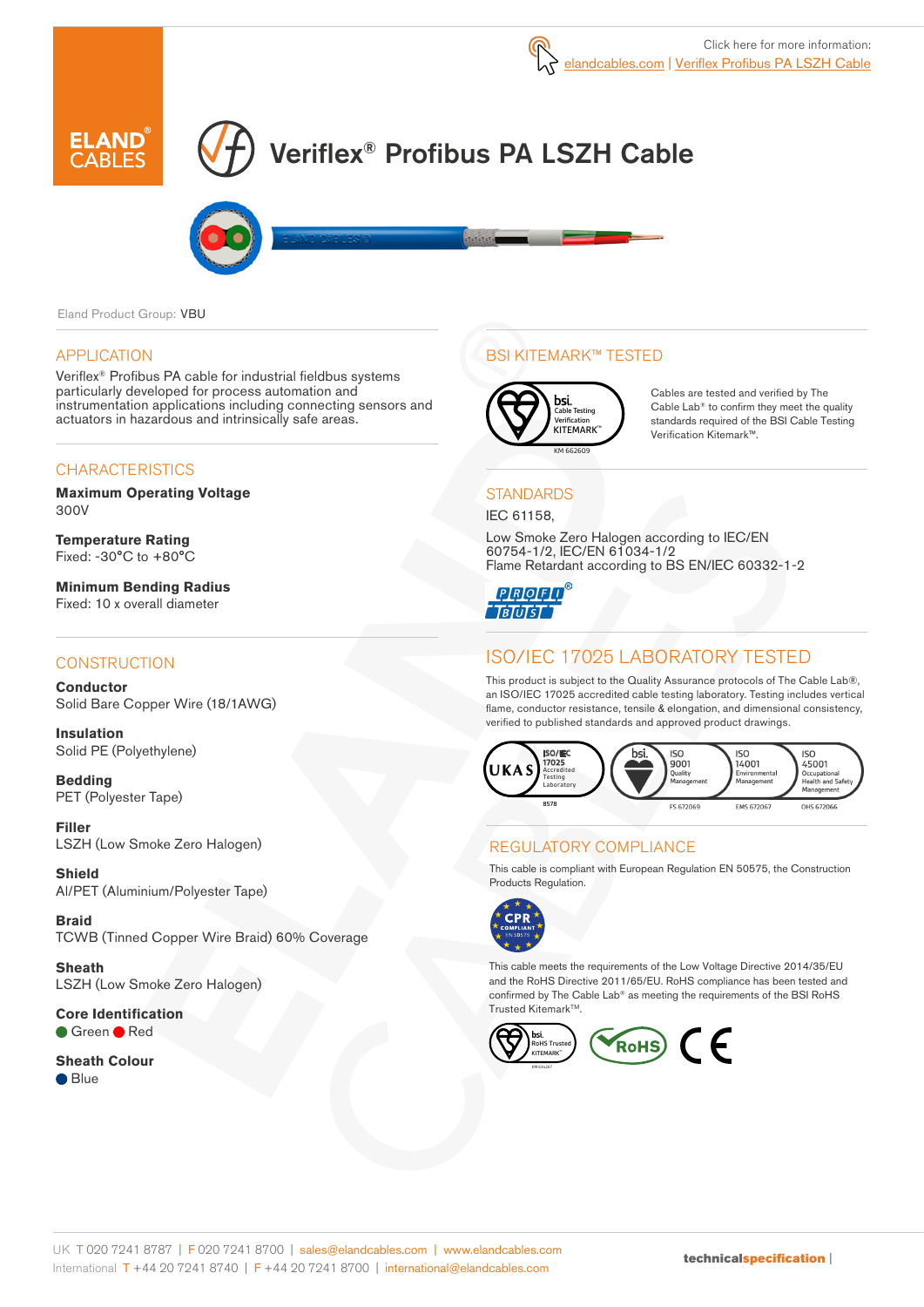Click here for more information:
elandcables.com | Veriflex Profibus PA LSZH Cable

# Veriflex® Profibus PA LSZH Cable

Eland Product Group: VBU

## APPLICATION

Veriflex® Profibus PA cable for industrial fieldbus systems particularly developed for process automation and instrumentation applications including connecting sensors and actuators in hazardous and intrinsically safe areas.

## CHARACTERISTICS

**Maximum Operating Voltage**
300V

**Temperature Rating**
Fixed: -30°C to +80°C

**Minimum Bending Radius**
Fixed: 10 x overall diameter

## CONSTRUCTION

**Conductor**
Solid Bare Copper Wire (18/1AWG)

**Insulation**
Solid PE (Polyethylene)

**Bedding**
PET (Polyester Tape)

**Filler**
LSZH (Low Smoke Zero Halogen)

**Shield**
Al/PET (Aluminium/Polyester Tape)

**Braid**
TCWB (Tinned Copper Wire Braid) 60% Coverage

**Sheath**
LSZH (Low Smoke Zero Halogen)

**Core Identification**
Green, Red

**Sheath Colour**
Blue

## BSI KITEMARK™ TESTED

KM 662609

Cables are tested and verified by The Cable Lab® to confirm they meet the quality standards required of the BSI Cable Testing Verification Kitemark™.

## STANDARDS

IEC 61158,

Low Smoke Zero Halogen according to IEC/EN 60754-1/2, IEC/EN 61034-1/2
Flame Retardant according to BS EN/IEC 60332-1-2

## ISO/IEC 17025 LABORATORY TESTED

This product is subject to the Quality Assurance protocols of The Cable Lab®, an ISO/IEC 17025 accredited cable testing laboratory. Testing includes vertical flame, conductor resistance, tensile & elongation, and dimensional consistency, verified to published standards and approved product drawings.

UKAS ISO/IEC 17025 Accredited Testing Laboratory 8578 | ISO 9001 Quality Management FS 672069 | ISO 14001 Environmental Management EMS 672067 | ISO 45001 Occupational Health and Safety Management OHS 672066

## REGULATORY COMPLIANCE

This cable is compliant with European Regulation EN 50575, the Construction Products Regulation.

This cable meets the requirements of the Low Voltage Directive 2014/35/EU and the RoHS Directive 2011/65/EU. RoHS compliance has been tested and confirmed by The Cable Lab® as meeting the requirements of the BSI RoHS Trusted Kitemark™.

UK T 020 7241 8787 | F 020 7241 8700 | sales@elandcables.com | www.elandcables.com
International T +44 20 7241 8740 | F +44 20 7241 8700 | international@elandcables.com

**technicalspecification**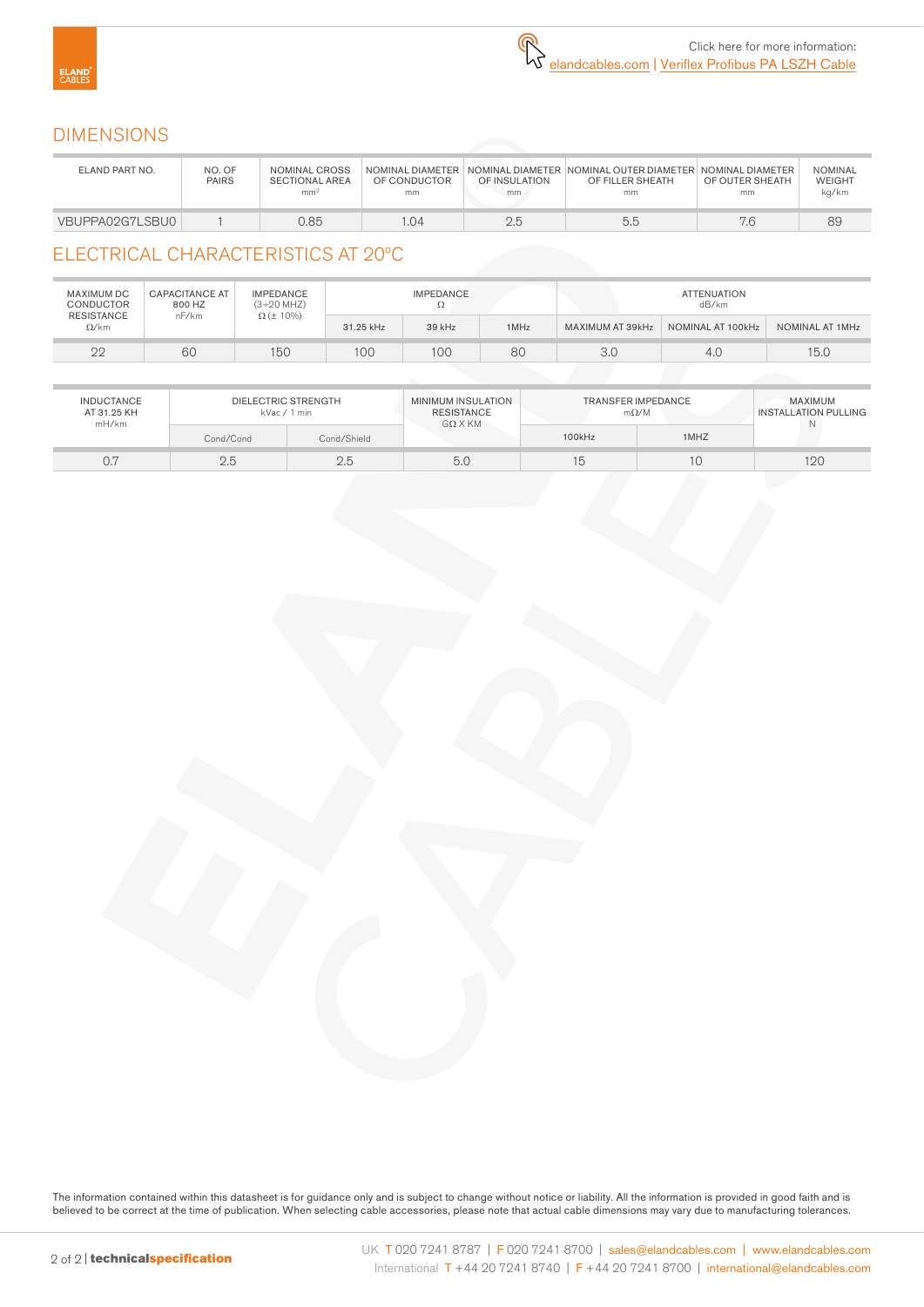Click here for more information: elandcables.com | Veriflex Profibus PA LSZH Cable

## DIMENSIONS

| ELAND PART NO. | NO. OF PAIRS | NOMINAL CROSS SECTIONAL AREA mm² | NOMINAL DIAMETER OF CONDUCTOR mm | NOMINAL DIAMETER OF INSULATION mm | NOMINAL OUTER DIAMETER OF FILLER SHEATH mm | NOMINAL DIAMETER OF OUTER SHEATH mm | NOMINAL WEIGHT kg/km |
|---|---|---|---|---|---|---|---|
| VBUPPA02G7LSBU0 | 1 | 0.85 | 1.04 | 2.5 | 5.5 | 7.6 | 89 |

## ELECTRICAL CHARACTERISTICS AT 20°C

| MAXIMUM DC CONDUCTOR RESISTANCE Ω/km | CAPACITANCE AT 800 HZ nF/km | IMPEDANCE (3÷20 MHZ) Ω (± 10%) | IMPEDANCE Ω | | | ATTENUATION dB/km | | |
|---|---|---|---|---|---|---|---|---|
| | | | 31.25 kHz | 39 kHz | 1MHz | MAXIMUM AT 39kHz | NOMINAL AT 100kHz | NOMINAL AT 1MHz |
| 22 | 60 | 150 | 100 | 100 | 80 | 3.0 | 4.0 | 15.0 |

| INDUCTANCE AT 31.25 KH mH/km | DIELECTRIC STRENGTH kVac / 1 min | | MINIMUM INSULATION RESISTANCE GΩ X KM | TRANSFER IMPEDANCE mΩ/M | | MAXIMUM INSTALLATION PULLING N |
|---|---|---|---|---|---|---|
| | Cond/Cond | Cond/Shield | | 100kHz | 1MHZ | |
| 0.7 | 2.5 | 2.5 | 5.0 | 15 | 10 | 120 |

The information contained within this datasheet is for guidance only and is subject to change without notice or liability. All the information is provided in good faith and is believed to be correct at the time of publication. When selecting cable accessories, please note that actual cable dimensions may vary due to manufacturing tolerances.

UK T 020 7241 8787 | F 020 7241 8700 | sales@elandcables.com | www.elandcables.com
International T +44 20 7241 8740 | F +44 20 7241 8700 | international@elandcables.com